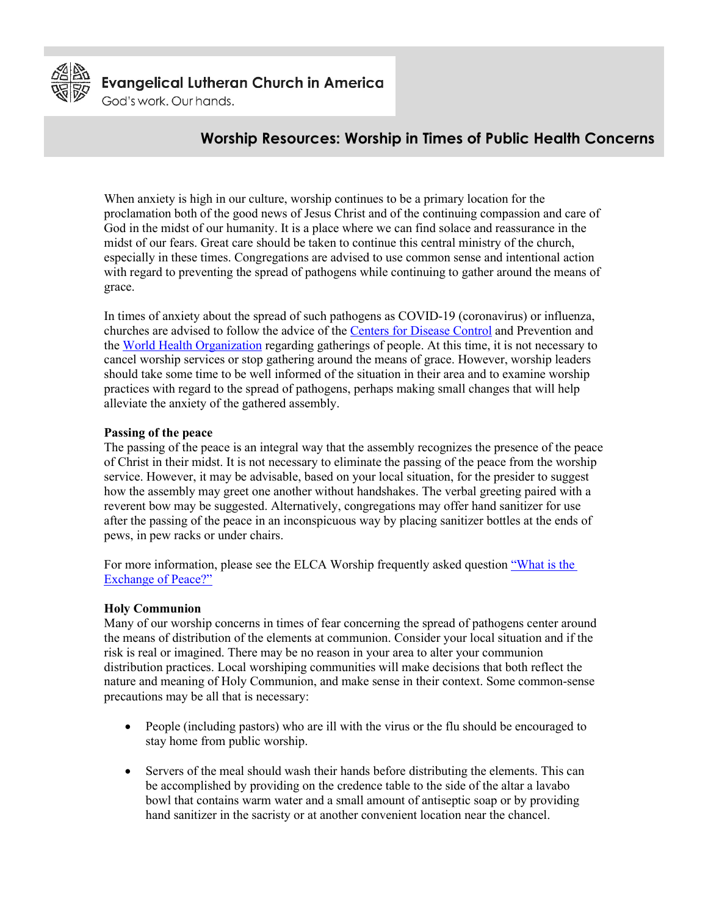**Evangelical Lutheran Church in America**
God's work. Our hands.

# Worship Resources: Worship in Times of Public Health Concerns

When anxiety is high in our culture, worship continues to be a primary location for the proclamation both of the good news of Jesus Christ and of the continuing compassion and care of God in the midst of our humanity. It is a place where we can find solace and reassurance in the midst of our fears. Great care should be taken to continue this central ministry of the church, especially in these times. Congregations are advised to use common sense and intentional action with regard to preventing the spread of pathogens while continuing to gather around the means of grace.

In times of anxiety about the spread of such pathogens as COVID-19 (coronavirus) or influenza, churches are advised to follow the advice of the Centers for Disease Control and Prevention and the World Health Organization regarding gatherings of people. At this time, it is not necessary to cancel worship services or stop gathering around the means of grace. However, worship leaders should take some time to be well informed of the situation in their area and to examine worship practices with regard to the spread of pathogens, perhaps making small changes that will help alleviate the anxiety of the gathered assembly.

**Passing of the peace**

The passing of the peace is an integral way that the assembly recognizes the presence of the peace of Christ in their midst. It is not necessary to eliminate the passing of the peace from the worship service. However, it may be advisable, based on your local situation, for the presider to suggest how the assembly may greet one another without handshakes. The verbal greeting paired with a reverent bow may be suggested. Alternatively, congregations may offer hand sanitizer for use after the passing of the peace in an inconspicuous way by placing sanitizer bottles at the ends of pews, in pew racks or under chairs.

For more information, please see the ELCA Worship frequently asked question "What is the Exchange of Peace?"

**Holy Communion**

Many of our worship concerns in times of fear concerning the spread of pathogens center around the means of distribution of the elements at communion. Consider your local situation and if the risk is real or imagined. There may be no reason in your area to alter your communion distribution practices. Local worshiping communities will make decisions that both reflect the nature and meaning of Holy Communion, and make sense in their context. Some common-sense precautions may be all that is necessary:

- People (including pastors) who are ill with the virus or the flu should be encouraged to stay home from public worship.
- Servers of the meal should wash their hands before distributing the elements. This can be accomplished by providing on the credence table to the side of the altar a lavabo bowl that contains warm water and a small amount of antiseptic soap or by providing hand sanitizer in the sacristy or at another convenient location near the chancel.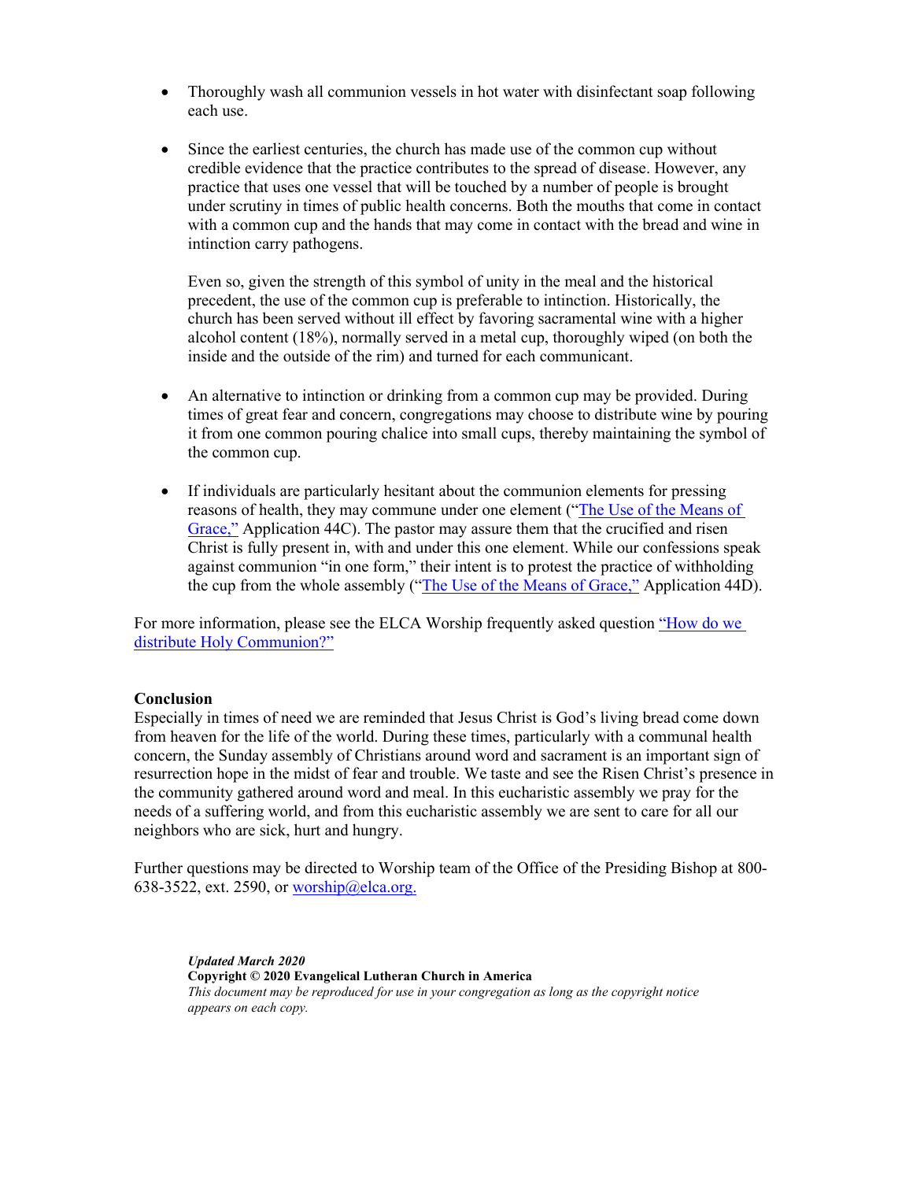- Thoroughly wash all communion vessels in hot water with disinfectant soap following each use.

- Since the earliest centuries, the church has made use of the common cup without credible evidence that the practice contributes to the spread of disease. However, any practice that uses one vessel that will be touched by a number of people is brought under scrutiny in times of public health concerns. Both the mouths that come in contact with a common cup and the hands that may come in contact with the bread and wine in intinction carry pathogens.

  Even so, given the strength of this symbol of unity in the meal and the historical precedent, the use of the common cup is preferable to intinction. Historically, the church has been served without ill effect by favoring sacramental wine with a higher alcohol content (18%), normally served in a metal cup, thoroughly wiped (on both the inside and the outside of the rim) and turned for each communicant.

- An alternative to intinction or drinking from a common cup may be provided. During times of great fear and concern, congregations may choose to distribute wine by pouring it from one common pouring chalice into small cups, thereby maintaining the symbol of the common cup.

- If individuals are particularly hesitant about the communion elements for pressing reasons of health, they may commune under one element ("The Use of the Means of Grace," Application 44C). The pastor may assure them that the crucified and risen Christ is fully present in, with and under this one element. While our confessions speak against communion "in one form," their intent is to protest the practice of withholding the cup from the whole assembly ("The Use of the Means of Grace," Application 44D).

For more information, please see the ELCA Worship frequently asked question "How do we distribute Holy Communion?"

**Conclusion**

Especially in times of need we are reminded that Jesus Christ is God's living bread come down from heaven for the life of the world. During these times, particularly with a communal health concern, the Sunday assembly of Christians around word and sacrament is an important sign of resurrection hope in the midst of fear and trouble. We taste and see the Risen Christ's presence in the community gathered around word and meal. In this eucharistic assembly we pray for the needs of a suffering world, and from this eucharistic assembly we are sent to care for all our neighbors who are sick, hurt and hungry.

Further questions may be directed to Worship team of the Office of the Presiding Bishop at 800-638-3522, ext. 2590, or worship@elca.org.

***Updated March 2020***
**Copyright © 2020 Evangelical Lutheran Church in America**
*This document may be reproduced for use in your congregation as long as the copyright notice appears on each copy.*